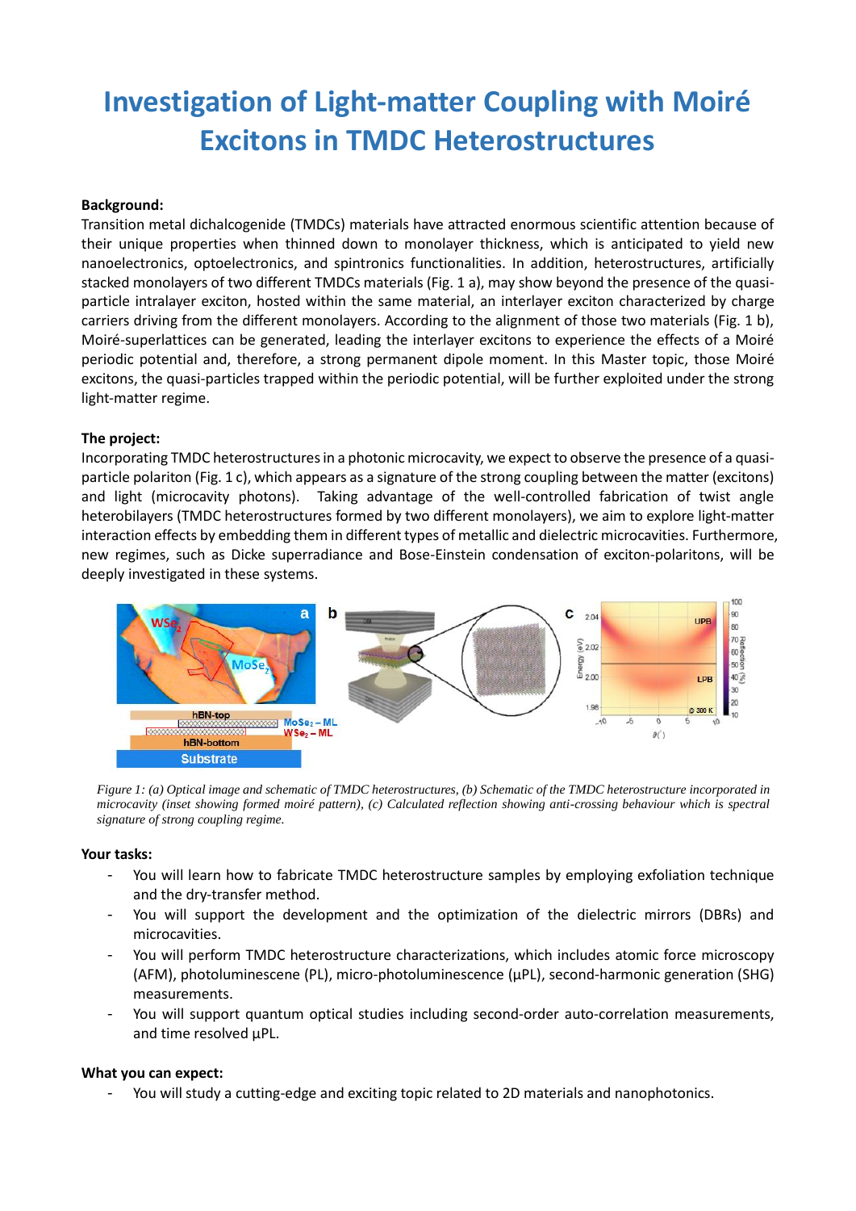# Investigation of Light-matter Coupling with Moiré Excitons in TMDC Heterostructures

**Background:**

Transition metal dichalcogenide (TMDCs) materials have attracted enormous scientific attention because of their unique properties when thinned down to monolayer thickness, which is anticipated to yield new nanoelectronics, optoelectronics, and spintronics functionalities. In addition, heterostructures, artificially stacked monolayers of two different TMDCs materials (Fig. 1 a), may show beyond the presence of the quasi-particle intralayer exciton, hosted within the same material, an interlayer exciton characterized by charge carriers driving from the different monolayers. According to the alignment of those two materials (Fig. 1 b), Moiré-superlattices can be generated, leading the interlayer excitons to experience the effects of a Moiré periodic potential and, therefore, a strong permanent dipole moment. In this Master topic, those Moiré excitons, the quasi-particles trapped within the periodic potential, will be further exploited under the strong light-matter regime.

**The project:**

Incorporating TMDC heterostructures in a photonic microcavity, we expect to observe the presence of a quasi-particle polariton (Fig. 1 c), which appears as a signature of the strong coupling between the matter (excitons) and light (microcavity photons). Taking advantage of the well-controlled fabrication of twist angle heterobilayers (TMDC heterostructures formed by two different monolayers), we aim to explore light-matter interaction effects by embedding them in different types of metallic and dielectric microcavities. Furthermore, new regimes, such as Dicke superradiance and Bose-Einstein condensation of exciton-polaritons, will be deeply investigated in these systems.

*Figure 1: (a) Optical image and schematic of TMDC heterostructures, (b) Schematic of the TMDC heterostructure incorporated in microcavity (inset showing formed moiré pattern), (c) Calculated reflection showing anti-crossing behaviour which is spectral signature of strong coupling regime.*

**Your tasks:**

- You will learn how to fabricate TMDC heterostructure samples by employing exfoliation technique and the dry-transfer method.
- You will support the development and the optimization of the dielectric mirrors (DBRs) and microcavities.
- You will perform TMDC heterostructure characterizations, which includes atomic force microscopy (AFM), photoluminescene (PL), micro-photoluminescence (µPL), second-harmonic generation (SHG) measurements.
- You will support quantum optical studies including second-order auto-correlation measurements, and time resolved µPL.

**What you can expect:**

- You will study a cutting-edge and exciting topic related to 2D materials and nanophotonics.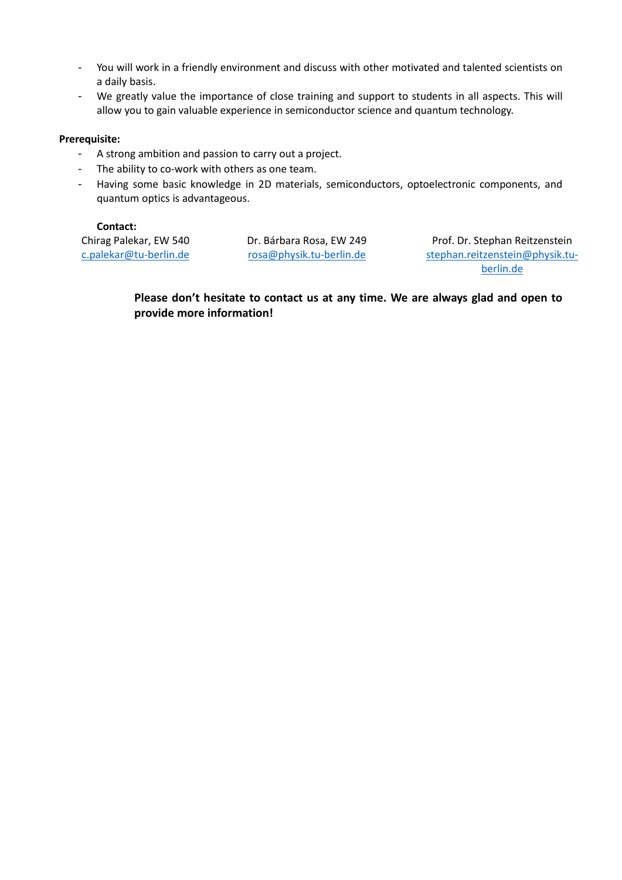- You will work in a friendly environment and discuss with other motivated and talented scientists on a daily basis.
- We greatly value the importance of close training and support to students in all aspects. This will allow you to gain valuable experience in semiconductor science and quantum technology.

**Prerequisite:**

- A strong ambition and passion to carry out a project.
- The ability to co-work with others as one team.
- Having some basic knowledge in 2D materials, semiconductors, optoelectronic components, and quantum optics is advantageous.

**Contact:**

| | | |
|---|---|---|
| Chirag Palekar, EW 540 | Dr. Bárbara Rosa, EW 249 | Prof. Dr. Stephan Reitzenstein |
| c.palekar@tu-berlin.de | rosa@physik.tu-berlin.de | stephan.reitzenstein@physik.tu-berlin.de |

**Please don't hesitate to contact us at any time. We are always glad and open to provide more information!**